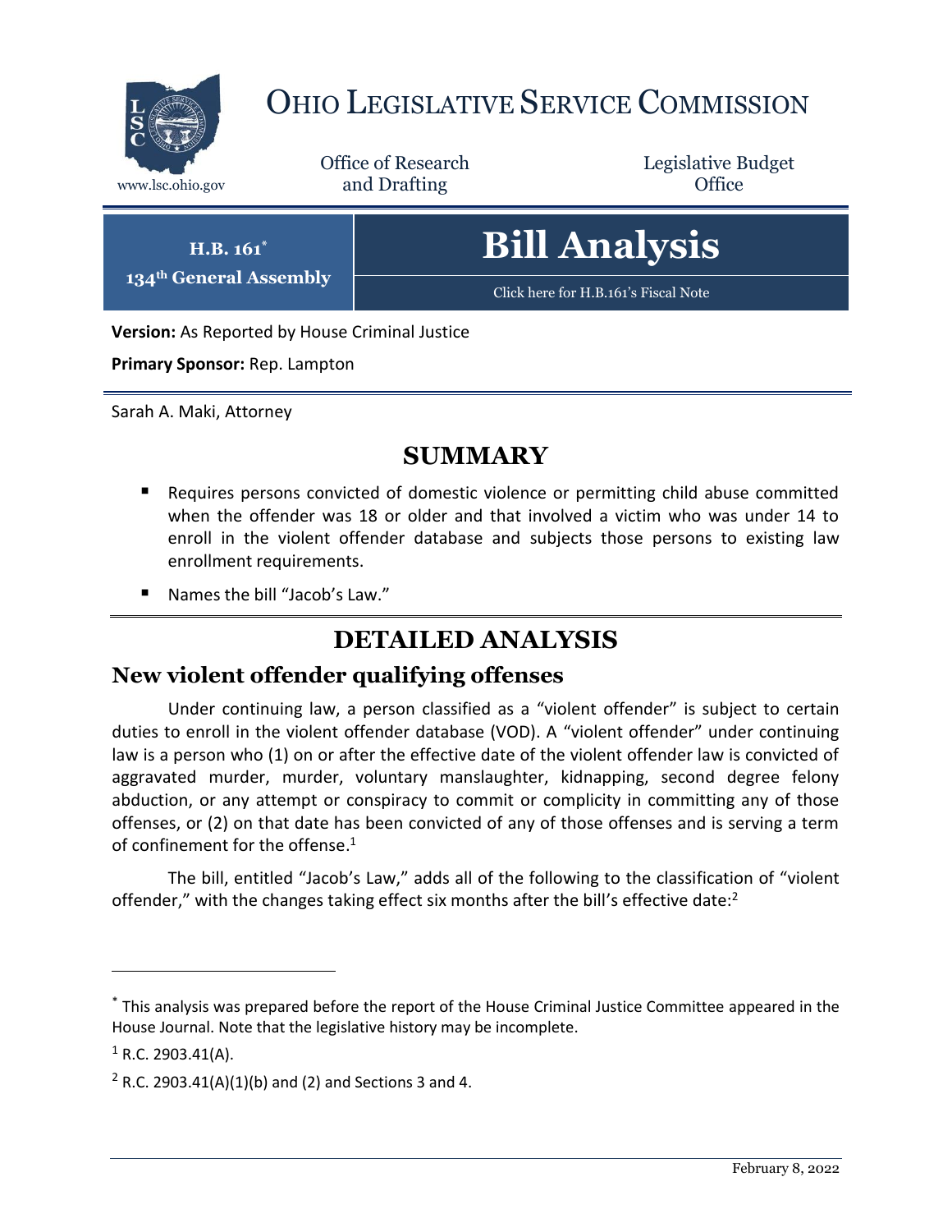# OHIO LEGISLATIVE SERVICE COMMISSION

www.lsc.ohio.gov

Office of Research and Drafting

Legislative Budget Office

**H.B. 161\***
**134th General Assembly**

# Bill Analysis

Click here for H.B.161's Fiscal Note

**Version:** As Reported by House Criminal Justice

**Primary Sponsor:** Rep. Lampton

Sarah A. Maki, Attorney

## SUMMARY

- Requires persons convicted of domestic violence or permitting child abuse committed when the offender was 18 or older and that involved a victim who was under 14 to enroll in the violent offender database and subjects those persons to existing law enrollment requirements.
- Names the bill "Jacob's Law."

## DETAILED ANALYSIS

### New violent offender qualifying offenses

Under continuing law, a person classified as a "violent offender" is subject to certain duties to enroll in the violent offender database (VOD). A "violent offender" under continuing law is a person who (1) on or after the effective date of the violent offender law is convicted of aggravated murder, murder, voluntary manslaughter, kidnapping, second degree felony abduction, or any attempt or conspiracy to commit or complicity in committing any of those offenses, or (2) on that date has been convicted of any of those offenses and is serving a term of confinement for the offense.[1]

The bill, entitled "Jacob's Law," adds all of the following to the classification of "violent offender," with the changes taking effect six months after the bill's effective date:[2]

---

\* This analysis was prepared before the report of the House Criminal Justice Committee appeared in the House Journal. Note that the legislative history may be incomplete.

[1] R.C. 2903.41(A).

[2] R.C. 2903.41(A)(1)(b) and (2) and Sections 3 and 4.

February 8, 2022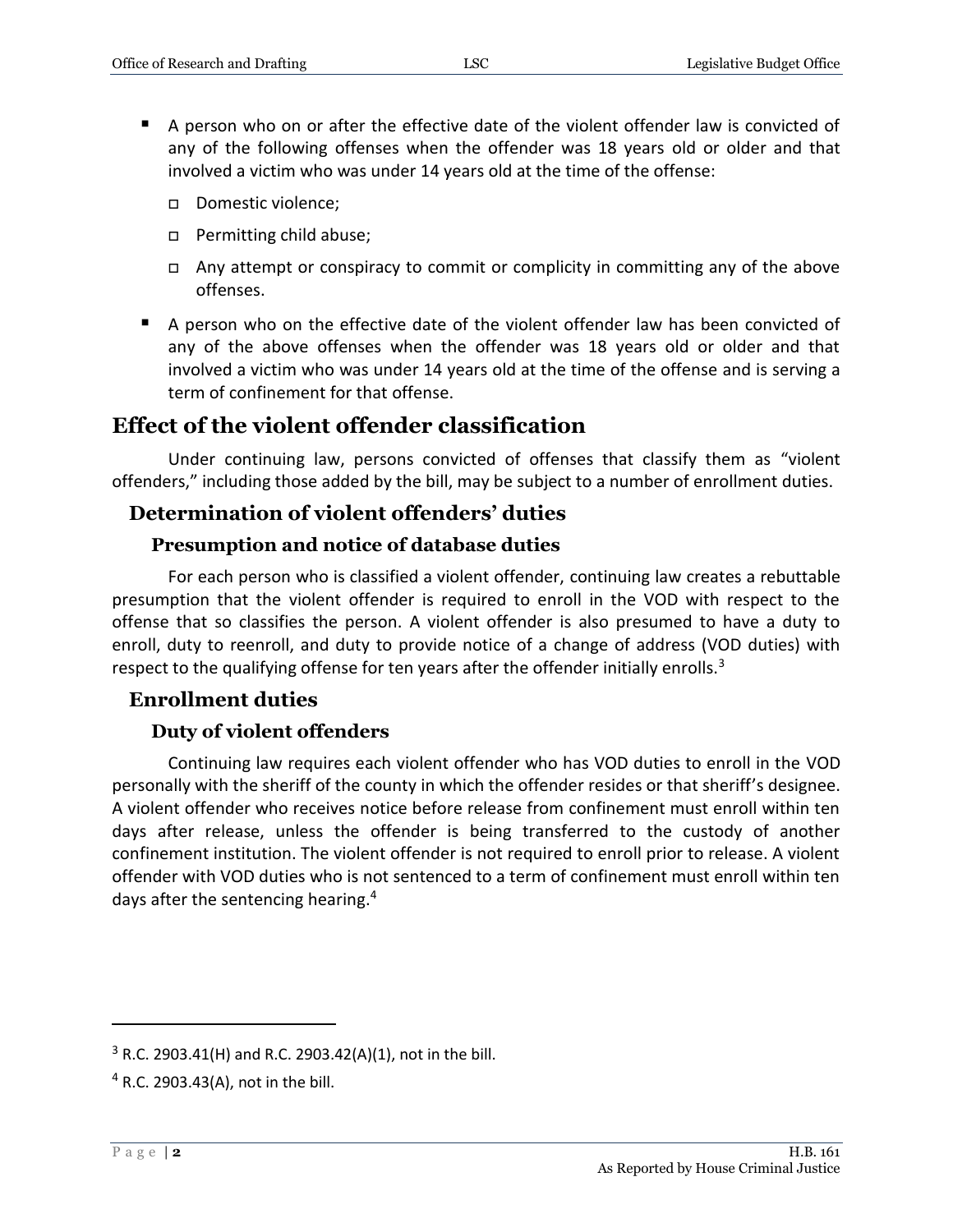- A person who on or after the effective date of the violent offender law is convicted of any of the following offenses when the offender was 18 years old or older and that involved a victim who was under 14 years old at the time of the offense:
  - Domestic violence;
  - Permitting child abuse;
  - Any attempt or conspiracy to commit or complicity in committing any of the above offenses.
- A person who on the effective date of the violent offender law has been convicted of any of the above offenses when the offender was 18 years old or older and that involved a victim who was under 14 years old at the time of the offense and is serving a term of confinement for that offense.

# Effect of the violent offender classification

Under continuing law, persons convicted of offenses that classify them as "violent offenders," including those added by the bill, may be subject to a number of enrollment duties.

## Determination of violent offenders' duties

### Presumption and notice of database duties

For each person who is classified a violent offender, continuing law creates a rebuttable presumption that the violent offender is required to enroll in the VOD with respect to the offense that so classifies the person. A violent offender is also presumed to have a duty to enroll, duty to reenroll, and duty to provide notice of a change of address (VOD duties) with respect to the qualifying offense for ten years after the offender initially enrolls.[3]

## Enrollment duties

### Duty of violent offenders

Continuing law requires each violent offender who has VOD duties to enroll in the VOD personally with the sheriff of the county in which the offender resides or that sheriff's designee. A violent offender who receives notice before release from confinement must enroll within ten days after release, unless the offender is being transferred to the custody of another confinement institution. The violent offender is not required to enroll prior to release. A violent offender with VOD duties who is not sentenced to a term of confinement must enroll within ten days after the sentencing hearing.[4]

---

[3] R.C. 2903.41(H) and R.C. 2903.42(A)(1), not in the bill.

[4] R.C. 2903.43(A), not in the bill.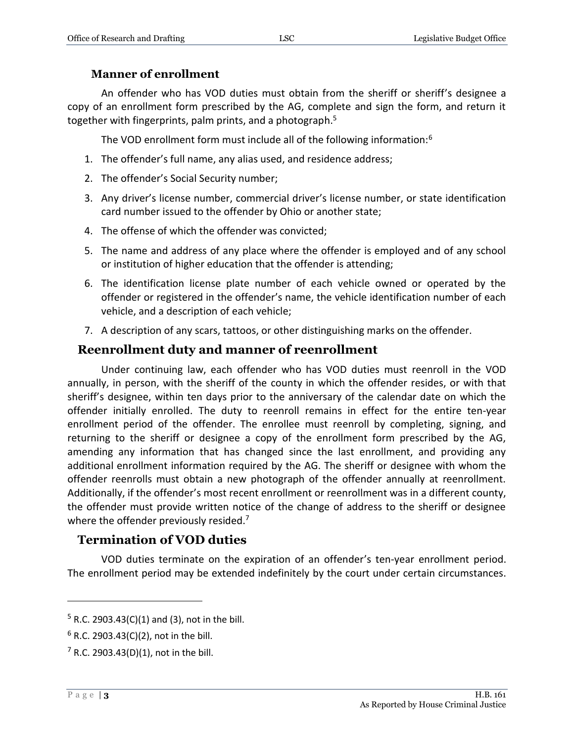### Manner of enrollment

An offender who has VOD duties must obtain from the sheriff or sheriff's designee a copy of an enrollment form prescribed by the AG, complete and sign the form, and return it together with fingerprints, palm prints, and a photograph.[5]

The VOD enrollment form must include all of the following information:[6]

1. The offender's full name, any alias used, and residence address;
2. The offender's Social Security number;
3. Any driver's license number, commercial driver's license number, or state identification card number issued to the offender by Ohio or another state;
4. The offense of which the offender was convicted;
5. The name and address of any place where the offender is employed and of any school or institution of higher education that the offender is attending;
6. The identification license plate number of each vehicle owned or operated by the offender or registered in the offender's name, the vehicle identification number of each vehicle, and a description of each vehicle;
7. A description of any scars, tattoos, or other distinguishing marks on the offender.

## Reenrollment duty and manner of reenrollment

Under continuing law, each offender who has VOD duties must reenroll in the VOD annually, in person, with the sheriff of the county in which the offender resides, or with that sheriff's designee, within ten days prior to the anniversary of the calendar date on which the offender initially enrolled. The duty to reenroll remains in effect for the entire ten-year enrollment period of the offender. The enrollee must reenroll by completing, signing, and returning to the sheriff or designee a copy of the enrollment form prescribed by the AG, amending any information that has changed since the last enrollment, and providing any additional enrollment information required by the AG. The sheriff or designee with whom the offender reenrolls must obtain a new photograph of the offender annually at reenrollment. Additionally, if the offender's most recent enrollment or reenrollment was in a different county, the offender must provide written notice of the change of address to the sheriff or designee where the offender previously resided.[7]

## Termination of VOD duties

VOD duties terminate on the expiration of an offender's ten-year enrollment period. The enrollment period may be extended indefinitely by the court under certain circumstances.

---

[5] R.C. 2903.43(C)(1) and (3), not in the bill.

[6] R.C. 2903.43(C)(2), not in the bill.

[7] R.C. 2903.43(D)(1), not in the bill.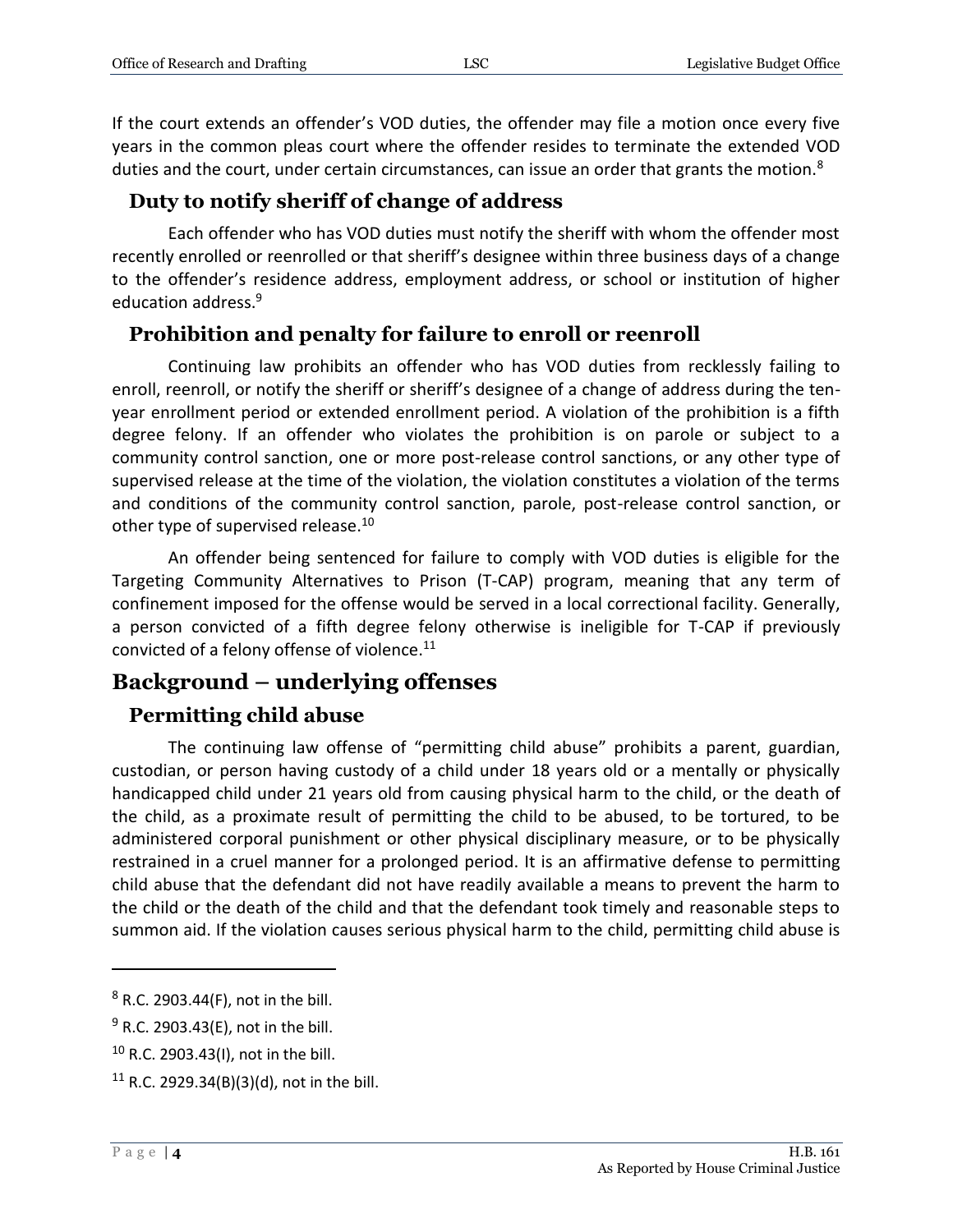If the court extends an offender's VOD duties, the offender may file a motion once every five years in the common pleas court where the offender resides to terminate the extended VOD duties and the court, under certain circumstances, can issue an order that grants the motion.[8]

## Duty to notify sheriff of change of address

Each offender who has VOD duties must notify the sheriff with whom the offender most recently enrolled or reenrolled or that sheriff's designee within three business days of a change to the offender's residence address, employment address, or school or institution of higher education address.[9]

## Prohibition and penalty for failure to enroll or reenroll

Continuing law prohibits an offender who has VOD duties from recklessly failing to enroll, reenroll, or notify the sheriff or sheriff's designee of a change of address during the ten-year enrollment period or extended enrollment period. A violation of the prohibition is a fifth degree felony. If an offender who violates the prohibition is on parole or subject to a community control sanction, one or more post-release control sanctions, or any other type of supervised release at the time of the violation, the violation constitutes a violation of the terms and conditions of the community control sanction, parole, post-release control sanction, or other type of supervised release.[10]

An offender being sentenced for failure to comply with VOD duties is eligible for the Targeting Community Alternatives to Prison (T-CAP) program, meaning that any term of confinement imposed for the offense would be served in a local correctional facility. Generally, a person convicted of a fifth degree felony otherwise is ineligible for T-CAP if previously convicted of a felony offense of violence.[11]

# Background – underlying offenses

## Permitting child abuse

The continuing law offense of "permitting child abuse" prohibits a parent, guardian, custodian, or person having custody of a child under 18 years old or a mentally or physically handicapped child under 21 years old from causing physical harm to the child, or the death of the child, as a proximate result of permitting the child to be abused, to be tortured, to be administered corporal punishment or other physical disciplinary measure, or to be physically restrained in a cruel manner for a prolonged period. It is an affirmative defense to permitting child abuse that the defendant did not have readily available a means to prevent the harm to the child or the death of the child and that the defendant took timely and reasonable steps to summon aid. If the violation causes serious physical harm to the child, permitting child abuse is

---

[8] R.C. 2903.44(F), not in the bill.

[9] R.C. 2903.43(E), not in the bill.

[10] R.C. 2903.43(I), not in the bill.

[11] R.C. 2929.34(B)(3)(d), not in the bill.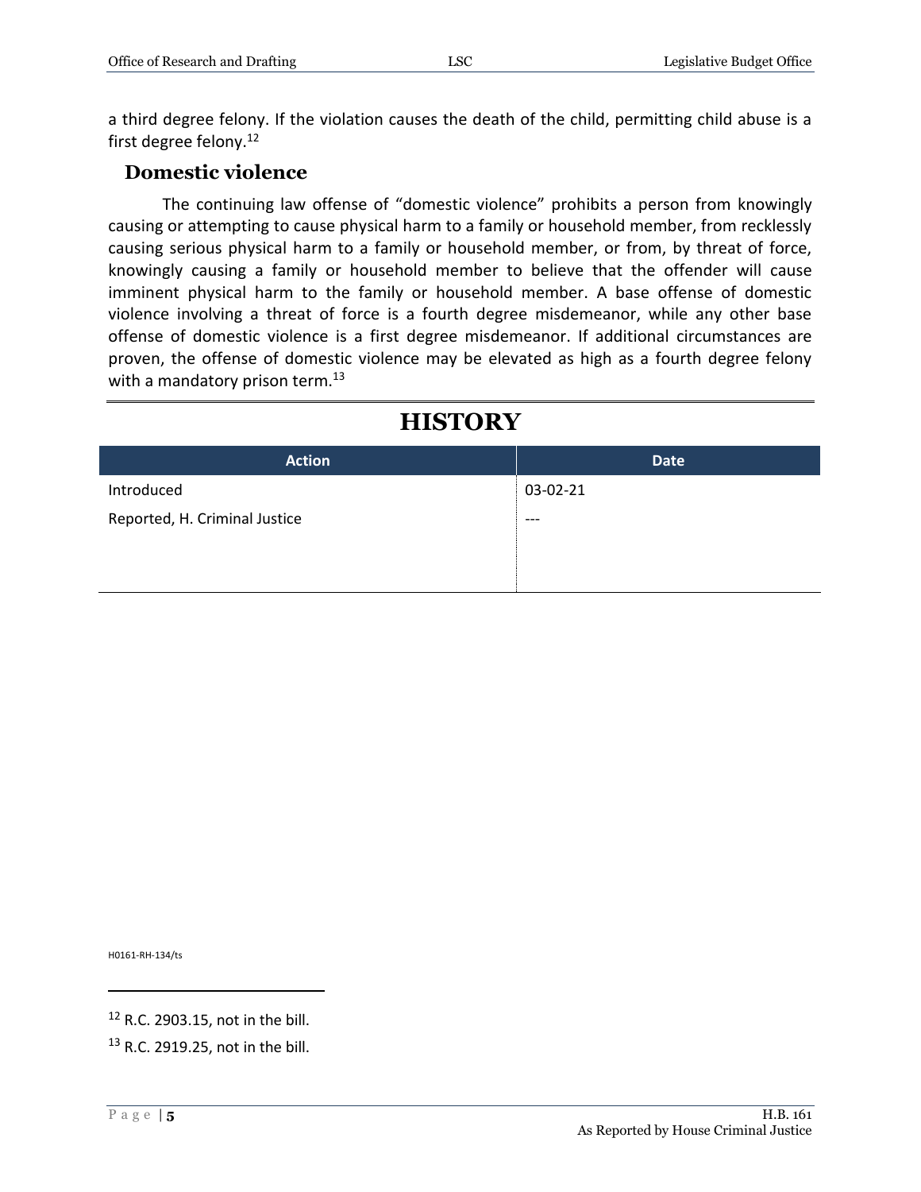a third degree felony. If the violation causes the death of the child, permitting child abuse is a first degree felony.[12]

### Domestic violence

The continuing law offense of "domestic violence" prohibits a person from knowingly causing or attempting to cause physical harm to a family or household member, from recklessly causing serious physical harm to a family or household member, or from, by threat of force, knowingly causing a family or household member to believe that the offender will cause imminent physical harm to the family or household member. A base offense of domestic violence involving a threat of force is a fourth degree misdemeanor, while any other base offense of domestic violence is a first degree misdemeanor. If additional circumstances are proven, the offense of domestic violence may be elevated as high as a fourth degree felony with a mandatory prison term.[13]

## HISTORY

| Action | Date |
|---|---|
| Introduced | 03-02-21 |
| Reported, H. Criminal Justice | --- |

H0161-RH-134/ts

[12] R.C. 2903.15, not in the bill.

[13] R.C. 2919.25, not in the bill.